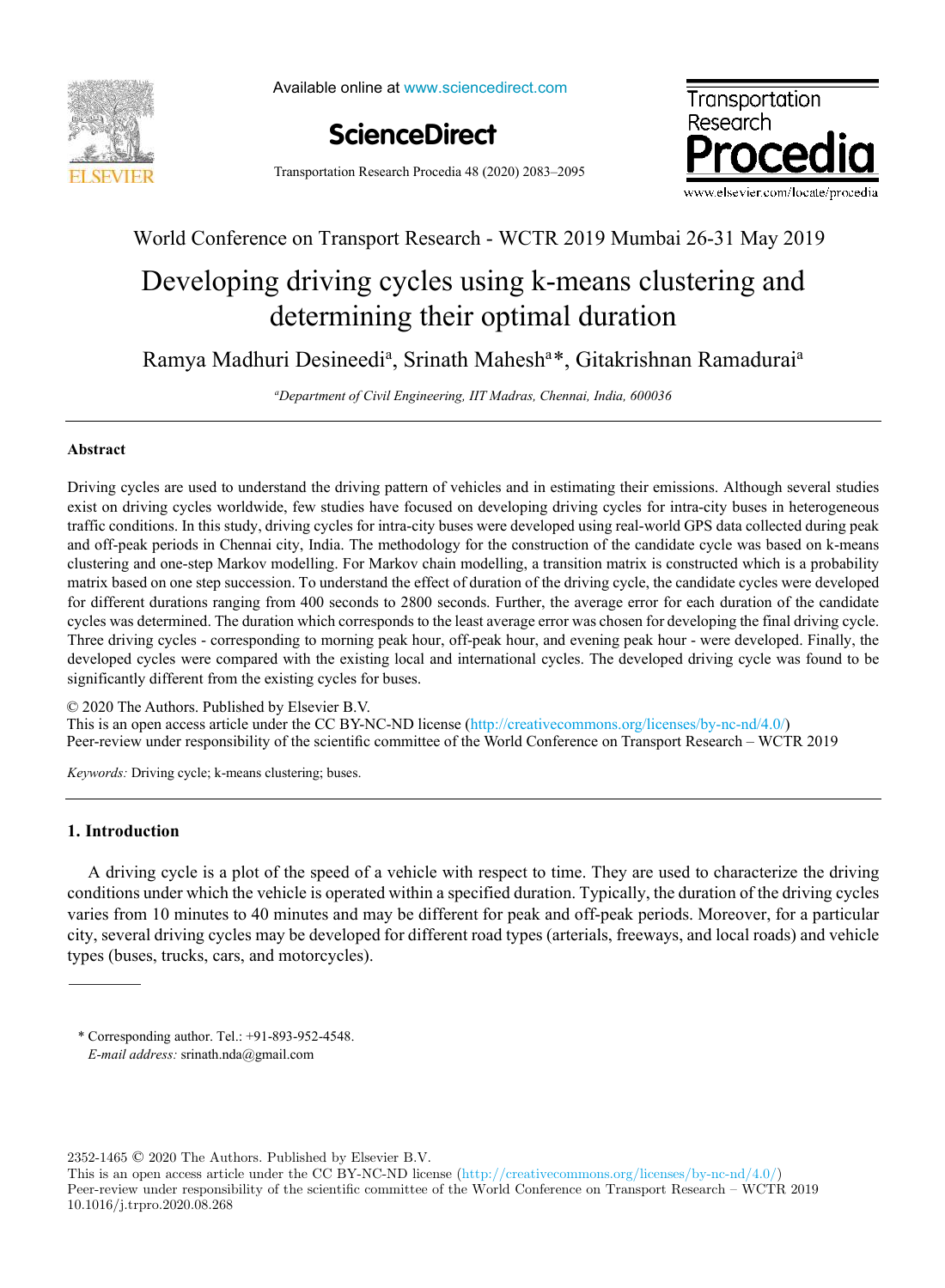World Conference on Transport Research - WCTR 2019 Mumbai 26-31 May 2019

# Developing driving cycles using k-means clustering and determining their optimal duration

Ramya Madhuri Desineedi[a], Srinath Mahesh[a]*, Gitakrishnan Ramadurai[a]

[a]*Department of Civil Engineering, IIT Madras, Chennai, India, 600036*

---

## Abstract

Driving cycles are used to understand the driving pattern of vehicles and in estimating their emissions. Although several studies exist on driving cycles worldwide, few studies have focused on developing driving cycles for intra-city buses in heterogeneous traffic conditions. In this study, driving cycles for intra-city buses were developed using real-world GPS data collected during peak and off-peak periods in Chennai city, India. The methodology for the construction of the candidate cycle was based on k-means clustering and one-step Markov modelling. For Markov chain modelling, a transition matrix is constructed which is a probability matrix based on one step succession. To understand the effect of duration of the driving cycle, the candidate cycles were developed for different durations ranging from 400 seconds to 2800 seconds. Further, the average error for each duration of the candidate cycles was determined. The duration which corresponds to the least average error was chosen for developing the final driving cycle. Three driving cycles - corresponding to morning peak hour, off-peak hour, and evening peak hour - were developed. Finally, the developed cycles were compared with the existing local and international cycles. The developed driving cycle was found to be significantly different from the existing cycles for buses.

© 2020 The Authors. Published by Elsevier B.V.
This is an open access article under the CC BY-NC-ND license (http://creativecommons.org/licenses/by-nc-nd/4.0/)
Peer-review under responsibility of the scientific committee of the World Conference on Transport Research – WCTR 2019

*Keywords:* Driving cycle; k-means clustering; buses.

---

## 1. Introduction

A driving cycle is a plot of the speed of a vehicle with respect to time. They are used to characterize the driving conditions under which the vehicle is operated within a specified duration. Typically, the duration of the driving cycles varies from 10 minutes to 40 minutes and may be different for peak and off-peak periods. Moreover, for a particular city, several driving cycles may be developed for different road types (arterials, freeways, and local roads) and vehicle types (buses, trucks, cars, and motorcycles).

* Corresponding author. Tel.: +91-893-952-4548.
*E-mail address:* srinath.nda@gmail.com

2352-1465 © 2020 The Authors. Published by Elsevier B.V.
This is an open access article under the CC BY-NC-ND license (http://creativecommons.org/licenses/by-nc-nd/4.0/)
Peer-review under responsibility of the scientific committee of the World Conference on Transport Research – WCTR 2019
10.1016/j.trpro.2020.08.268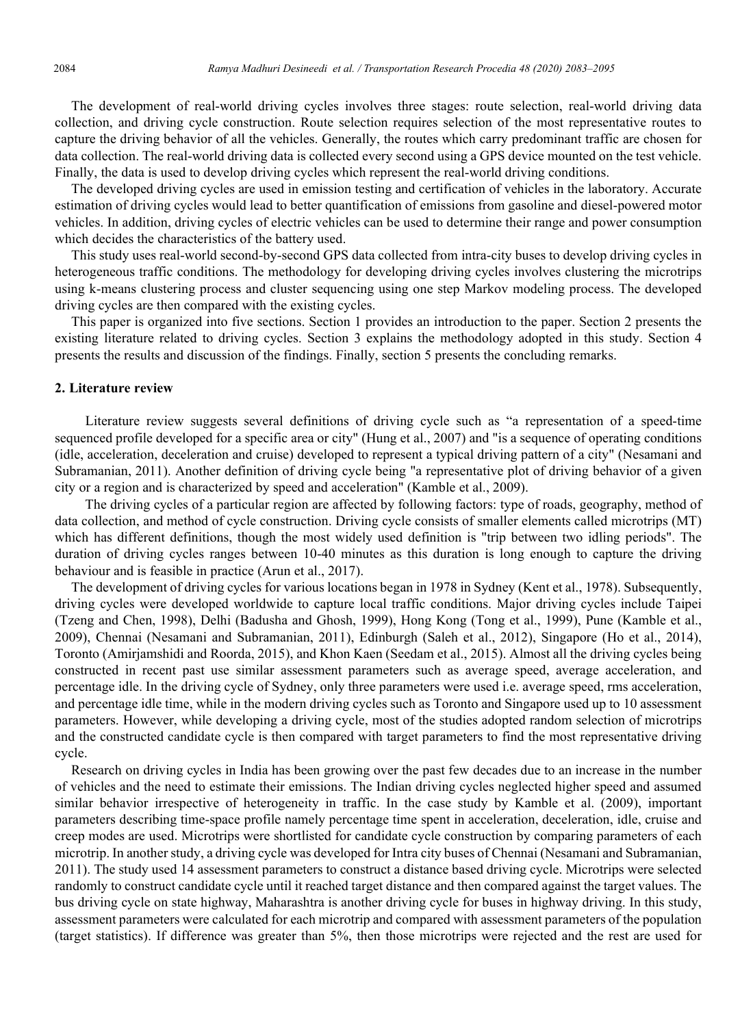The development of real-world driving cycles involves three stages: route selection, real-world driving data collection, and driving cycle construction. Route selection requires selection of the most representative routes to capture the driving behavior of all the vehicles. Generally, the routes which carry predominant traffic are chosen for data collection. The real-world driving data is collected every second using a GPS device mounted on the test vehicle. Finally, the data is used to develop driving cycles which represent the real-world driving conditions.

The developed driving cycles are used in emission testing and certification of vehicles in the laboratory. Accurate estimation of driving cycles would lead to better quantification of emissions from gasoline and diesel-powered motor vehicles. In addition, driving cycles of electric vehicles can be used to determine their range and power consumption which decides the characteristics of the battery used.

This study uses real-world second-by-second GPS data collected from intra-city buses to develop driving cycles in heterogeneous traffic conditions. The methodology for developing driving cycles involves clustering the microtrips using k-means clustering process and cluster sequencing using one step Markov modeling process. The developed driving cycles are then compared with the existing cycles.

This paper is organized into five sections. Section 1 provides an introduction to the paper. Section 2 presents the existing literature related to driving cycles. Section 3 explains the methodology adopted in this study. Section 4 presents the results and discussion of the findings. Finally, section 5 presents the concluding remarks.

## 2. Literature review

Literature review suggests several definitions of driving cycle such as "a representation of a speed-time sequenced profile developed for a specific area or city" (Hung et al., 2007) and "is a sequence of operating conditions (idle, acceleration, deceleration and cruise) developed to represent a typical driving pattern of a city" (Nesamani and Subramanian, 2011). Another definition of driving cycle being "a representative plot of driving behavior of a given city or a region and is characterized by speed and acceleration" (Kamble et al., 2009).

The driving cycles of a particular region are affected by following factors: type of roads, geography, method of data collection, and method of cycle construction. Driving cycle consists of smaller elements called microtrips (MT) which has different definitions, though the most widely used definition is "trip between two idling periods". The duration of driving cycles ranges between 10-40 minutes as this duration is long enough to capture the driving behaviour and is feasible in practice (Arun et al., 2017).

The development of driving cycles for various locations began in 1978 in Sydney (Kent et al., 1978). Subsequently, driving cycles were developed worldwide to capture local traffic conditions. Major driving cycles include Taipei (Tzeng and Chen, 1998), Delhi (Badusha and Ghosh, 1999), Hong Kong (Tong et al., 1999), Pune (Kamble et al., 2009), Chennai (Nesamani and Subramanian, 2011), Edinburgh (Saleh et al., 2012), Singapore (Ho et al., 2014), Toronto (Amirjamshidi and Roorda, 2015), and Khon Kaen (Seedam et al., 2015). Almost all the driving cycles being constructed in recent past use similar assessment parameters such as average speed, average acceleration, and percentage idle. In the driving cycle of Sydney, only three parameters were used i.e. average speed, rms acceleration, and percentage idle time, while in the modern driving cycles such as Toronto and Singapore used up to 10 assessment parameters. However, while developing a driving cycle, most of the studies adopted random selection of microtrips and the constructed candidate cycle is then compared with target parameters to find the most representative driving cycle.

Research on driving cycles in India has been growing over the past few decades due to an increase in the number of vehicles and the need to estimate their emissions. The Indian driving cycles neglected higher speed and assumed similar behavior irrespective of heterogeneity in traffic. In the case study by Kamble et al. (2009), important parameters describing time-space profile namely percentage time spent in acceleration, deceleration, idle, cruise and creep modes are used. Microtrips were shortlisted for candidate cycle construction by comparing parameters of each microtrip. In another study, a driving cycle was developed for Intra city buses of Chennai (Nesamani and Subramanian, 2011). The study used 14 assessment parameters to construct a distance based driving cycle. Microtrips were selected randomly to construct candidate cycle until it reached target distance and then compared against the target values. The bus driving cycle on state highway, Maharashtra is another driving cycle for buses in highway driving. In this study, assessment parameters were calculated for each microtrip and compared with assessment parameters of the population (target statistics). If difference was greater than 5%, then those microtrips were rejected and the rest are used for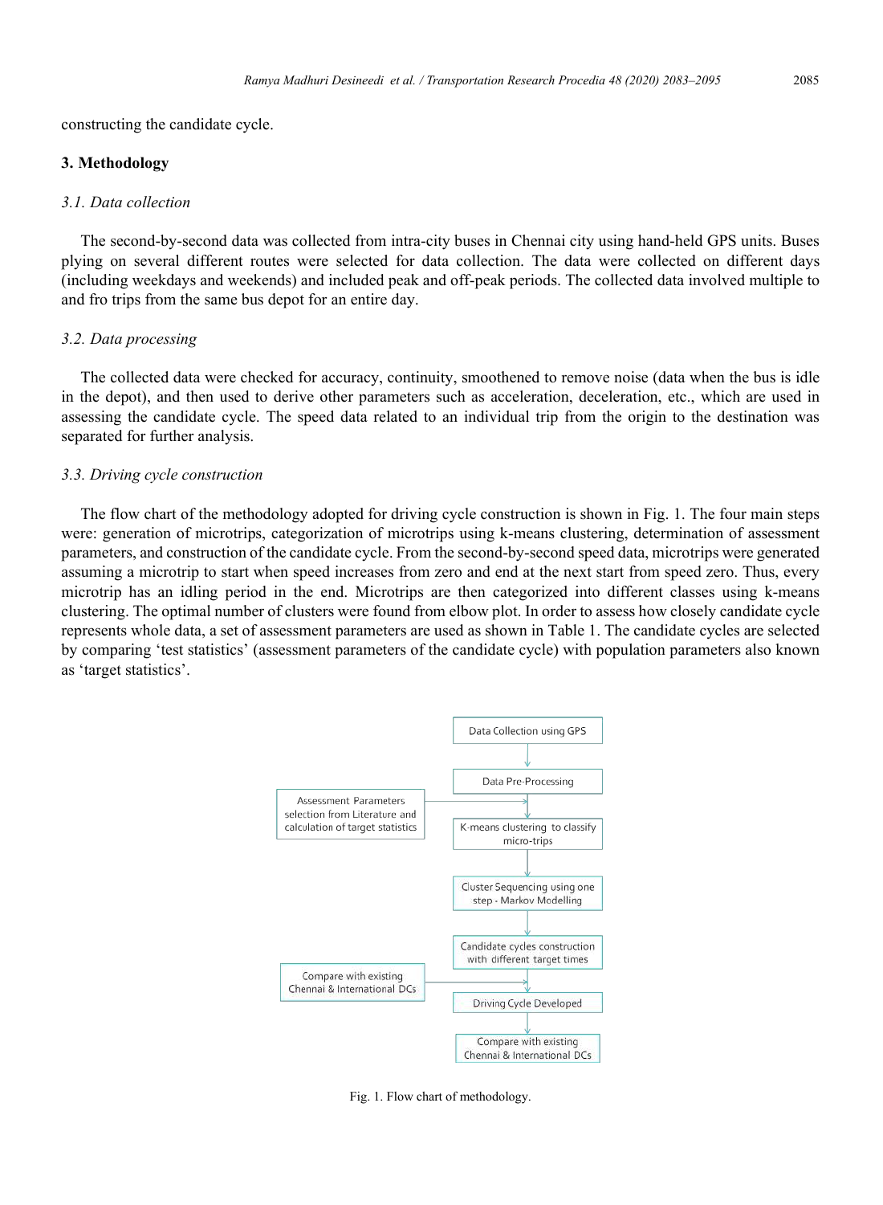constructing the candidate cycle.

## 3. Methodology

### *3.1. Data collection*

The second-by-second data was collected from intra-city buses in Chennai city using hand-held GPS units. Buses plying on several different routes were selected for data collection. The data were collected on different days (including weekdays and weekends) and included peak and off-peak periods. The collected data involved multiple to and fro trips from the same bus depot for an entire day.

### *3.2. Data processing*

The collected data were checked for accuracy, continuity, smoothened to remove noise (data when the bus is idle in the depot), and then used to derive other parameters such as acceleration, deceleration, etc., which are used in assessing the candidate cycle. The speed data related to an individual trip from the origin to the destination was separated for further analysis.

### *3.3. Driving cycle construction*

The flow chart of the methodology adopted for driving cycle construction is shown in Fig. 1. The four main steps were: generation of microtrips, categorization of microtrips using k-means clustering, determination of assessment parameters, and construction of the candidate cycle. From the second-by-second speed data, microtrips were generated assuming a microtrip to start when speed increases from zero and end at the next start from speed zero. Thus, every microtrip has an idling period in the end. Microtrips are then categorized into different classes using k-means clustering. The optimal number of clusters were found from elbow plot. In order to assess how closely candidate cycle represents whole data, a set of assessment parameters are used as shown in Table 1. The candidate cycles are selected by comparing 'test statistics' (assessment parameters of the candidate cycle) with population parameters also known as 'target statistics'.

Data Collection using GPS → Data Pre-Processing → K-means clustering to classify micro-trips → Cluster Sequencing using one step - Markov Modelling → Candidate cycles construction with different target times → Driving Cycle Developed → Compare with existing Chennai & International DCs

Assessment Parameters selection from Literature and calculation of target statistics → (into K-means clustering step)

Compare with existing Chennai & International DCs → (into Driving Cycle Developed step)

Fig. 1. Flow chart of methodology.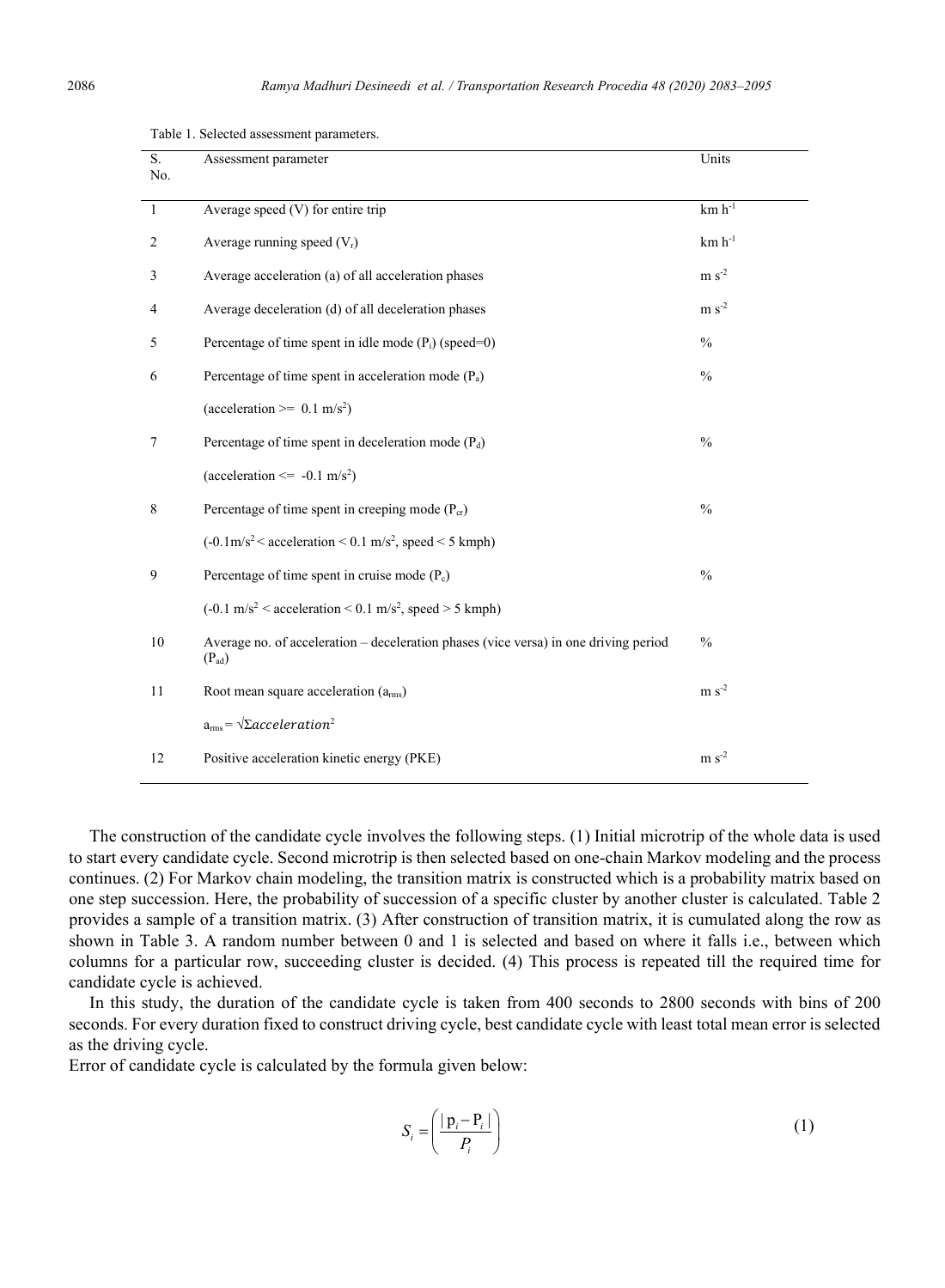Table 1. Selected assessment parameters.

| S. No. | Assessment parameter | Units |
|---|---|---|
| 1 | Average speed (V) for entire trip | km $h^{-1}$ |
| 2 | Average running speed ($V_r$) | km $h^{-1}$ |
| 3 | Average acceleration (a) of all acceleration phases | m $s^{-2}$ |
| 4 | Average deceleration (d) of all deceleration phases | m $s^{-2}$ |
| 5 | Percentage of time spent in idle mode ($P_i$) (speed=0) | % |
| 6 | Percentage of time spent in acceleration mode ($P_a$) (acceleration >= 0.1 $m/s^2$) | % |
| 7 | Percentage of time spent in deceleration mode ($P_d$) (acceleration <= -0.1 $m/s^2$) | % |
| 8 | Percentage of time spent in creeping mode ($P_{cr}$) (-0.1$m/s^2$ < acceleration < 0.1 $m/s^2$, speed < 5 kmph) | % |
| 9 | Percentage of time spent in cruise mode ($P_c$) (-0.1 $m/s^2$ < acceleration < 0.1 $m/s^2$, speed > 5 kmph) | % |
| 10 | Average no. of acceleration – deceleration phases (vice versa) in one driving period ($P_{ad}$) | % |
| 11 | Root mean square acceleration ($a_{rms}$) $a_{rms} = \sqrt{\Sigma acceleration^2}$ | m $s^{-2}$ |
| 12 | Positive acceleration kinetic energy (PKE) | m $s^{-2}$ |

The construction of the candidate cycle involves the following steps. (1) Initial microtrip of the whole data is used to start every candidate cycle. Second microtrip is then selected based on one-chain Markov modeling and the process continues. (2) For Markov chain modeling, the transition matrix is constructed which is a probability matrix based on one step succession. Here, the probability of succession of a specific cluster by another cluster is calculated. Table 2 provides a sample of a transition matrix. (3) After construction of transition matrix, it is cumulated along the row as shown in Table 3. A random number between 0 and 1 is selected and based on where it falls i.e., between which columns for a particular row, succeeding cluster is decided. (4) This process is repeated till the required time for candidate cycle is achieved.

In this study, the duration of the candidate cycle is taken from 400 seconds to 2800 seconds with bins of 200 seconds. For every duration fixed to construct driving cycle, best candidate cycle with least total mean error is selected as the driving cycle.

Error of candidate cycle is calculated by the formula given below:

$$S_i = \left( \frac{|p_i - P_i|}{P_i} \right) \tag{1}$$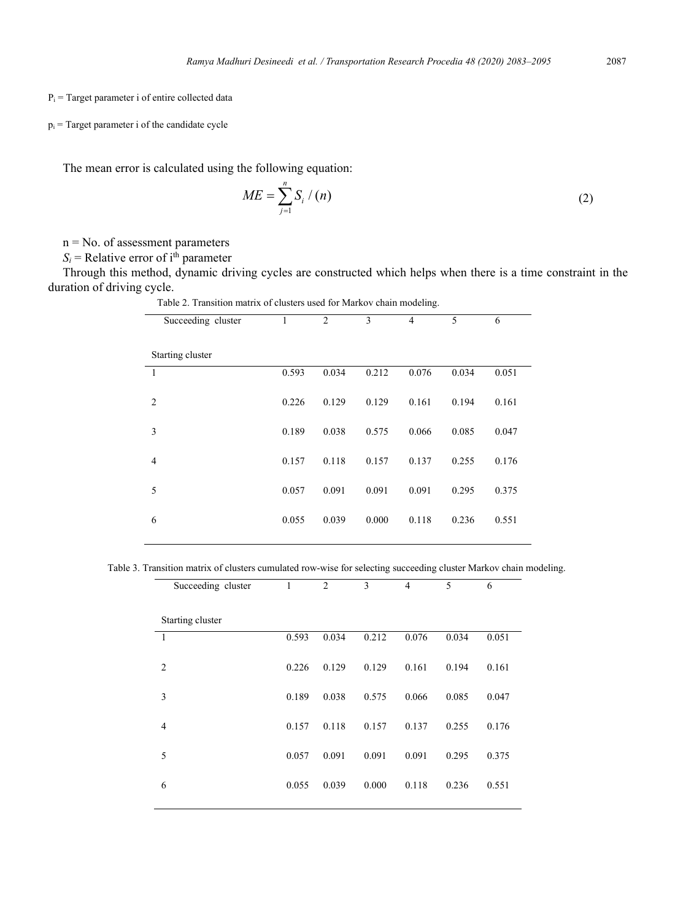$P_i$ = Target parameter i of entire collected data

$p_i$ = Target parameter i of the candidate cycle

The mean error is calculated using the following equation:

$$ME = \sum_{j=1}^{n} S_i / (n) \tag{2}$$

n = No. of assessment parameters

$S_i$ = Relative error of i[th] parameter

Through this method, dynamic driving cycles are constructed which helps when there is a time constraint in the duration of driving cycle.

Table 2. Transition matrix of clusters used for Markov chain modeling.

| Succeeding cluster<br><br>Starting cluster | 1 | 2 | 3 | 4 | 5 | 6 |
|---|---|---|---|---|---|---|
| 1 | 0.593 | 0.034 | 0.212 | 0.076 | 0.034 | 0.051 |
| 2 | 0.226 | 0.129 | 0.129 | 0.161 | 0.194 | 0.161 |
| 3 | 0.189 | 0.038 | 0.575 | 0.066 | 0.085 | 0.047 |
| 4 | 0.157 | 0.118 | 0.157 | 0.137 | 0.255 | 0.176 |
| 5 | 0.057 | 0.091 | 0.091 | 0.091 | 0.295 | 0.375 |
| 6 | 0.055 | 0.039 | 0.000 | 0.118 | 0.236 | 0.551 |

Table 3. Transition matrix of clusters cumulated row-wise for selecting succeeding cluster Markov chain modeling.

| Succeeding cluster<br><br>Starting cluster | 1 | 2 | 3 | 4 | 5 | 6 |
|---|---|---|---|---|---|---|
| 1 | 0.593 | 0.034 | 0.212 | 0.076 | 0.034 | 0.051 |
| 2 | 0.226 | 0.129 | 0.129 | 0.161 | 0.194 | 0.161 |
| 3 | 0.189 | 0.038 | 0.575 | 0.066 | 0.085 | 0.047 |
| 4 | 0.157 | 0.118 | 0.157 | 0.137 | 0.255 | 0.176 |
| 5 | 0.057 | 0.091 | 0.091 | 0.091 | 0.295 | 0.375 |
| 6 | 0.055 | 0.039 | 0.000 | 0.118 | 0.236 | 0.551 |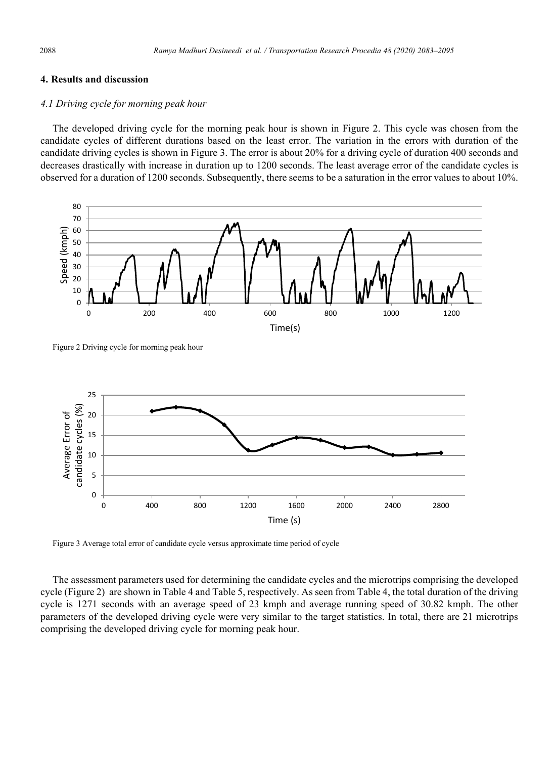## 4. Results and discussion

### *4.1 Driving cycle for morning peak hour*

The developed driving cycle for the morning peak hour is shown in Figure 2. This cycle was chosen from the candidate cycles of different durations based on the least error. The variation in the errors with duration of the candidate driving cycles is shown in Figure 3. The error is about 20% for a driving cycle of duration 400 seconds and decreases drastically with increase in duration up to 1200 seconds. The least average error of the candidate cycles is observed for a duration of 1200 seconds. Subsequently, there seems to be a saturation in the error values to about 10%.

Figure 2 Driving cycle for morning peak hour

Figure 3 Average total error of candidate cycle versus approximate time period of cycle

The assessment parameters used for determining the candidate cycles and the microtrips comprising the developed cycle (Figure 2) are shown in Table 4 and Table 5, respectively. As seen from Table 4, the total duration of the driving cycle is 1271 seconds with an average speed of 23 kmph and average running speed of 30.82 kmph. The other parameters of the developed driving cycle were very similar to the target statistics. In total, there are 21 microtrips comprising the developed driving cycle for morning peak hour.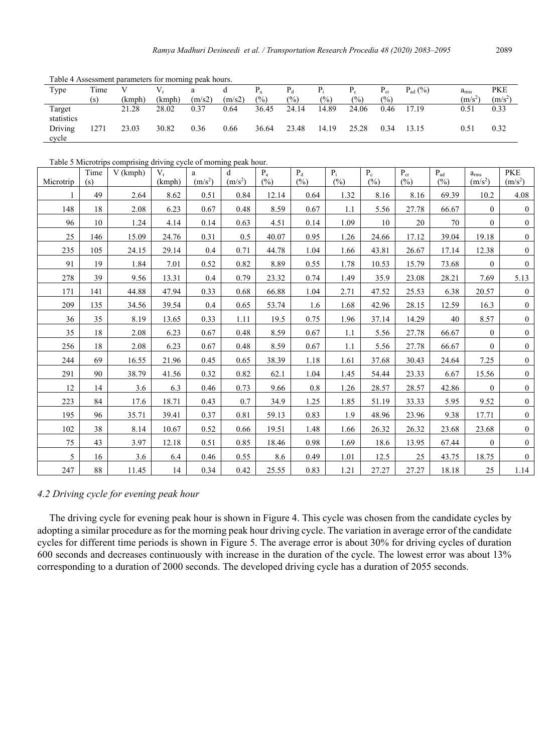Table 4 Assessment parameters for morning peak hours.

| Type | Time (s) | V (kmph) | $V_r$ (kmph) | a (m/s2) | d (m/s2) | $P_a$ (%) | $P_d$ (%) | $P_i$ (%) | $P_c$ (%) | $P_{cr}$ (%) | $P_{ad}$ (%) | $a_{rms}$ ($m/s^2$) | PKE ($m/s^2$) |
|---|---|---|---|---|---|---|---|---|---|---|---|---|---|
| Target statistics | | 21.28 | 28.02 | 0.37 | 0.64 | 36.45 | 24.14 | 14.89 | 24.06 | 0.46 | 17.19 | 0.51 | 0.33 |
| Driving cycle | 1271 | 23.03 | 30.82 | 0.36 | 0.66 | 36.64 | 23.48 | 14.19 | 25.28 | 0.34 | 13.15 | 0.51 | 0.32 |

Table 5 Microtrips comprising driving cycle of morning peak hour.

| Microtrip | Time (s) | V (kmph) | $V_r$ (kmph) | a ($m/s^2$) | d ($m/s^2$) | $P_a$ (%) | $P_d$ (%) | $P_i$ (%) | $P_c$ (%) | $P_{cr}$ (%) | $P_{ad}$ (%) | $a_{rms}$ ($m/s^2$) | PKE ($m/s^2$) |
|---|---|---|---|---|---|---|---|---|---|---|---|---|---|
| 1 | 49 | 2.64 | 8.62 | 0.51 | 0.84 | 12.14 | 0.64 | 1.32 | 8.16 | 8.16 | 69.39 | 10.2 | 4.08 |
| 148 | 18 | 2.08 | 6.23 | 0.67 | 0.48 | 8.59 | 0.67 | 1.1 | 5.56 | 27.78 | 66.67 | 0 | 0 |
| 96 | 10 | 1.24 | 4.14 | 0.14 | 0.63 | 4.51 | 0.14 | 1.09 | 10 | 20 | 70 | 0 | 0 |
| 25 | 146 | 15.09 | 24.76 | 0.31 | 0.5 | 40.07 | 0.95 | 1.26 | 24.66 | 17.12 | 39.04 | 19.18 | 0 |
| 235 | 105 | 24.15 | 29.14 | 0.4 | 0.71 | 44.78 | 1.04 | 1.66 | 43.81 | 26.67 | 17.14 | 12.38 | 0 |
| 91 | 19 | 1.84 | 7.01 | 0.52 | 0.82 | 8.89 | 0.55 | 1.78 | 10.53 | 15.79 | 73.68 | 0 | 0 |
| 278 | 39 | 9.56 | 13.31 | 0.4 | 0.79 | 23.32 | 0.74 | 1.49 | 35.9 | 23.08 | 28.21 | 7.69 | 5.13 |
| 171 | 141 | 44.88 | 47.94 | 0.33 | 0.68 | 66.88 | 1.04 | 2.71 | 47.52 | 25.53 | 6.38 | 20.57 | 0 |
| 209 | 135 | 34.56 | 39.54 | 0.4 | 0.65 | 53.74 | 1.6 | 1.68 | 42.96 | 28.15 | 12.59 | 16.3 | 0 |
| 36 | 35 | 8.19 | 13.65 | 0.33 | 1.11 | 19.5 | 0.75 | 1.96 | 37.14 | 14.29 | 40 | 8.57 | 0 |
| 35 | 18 | 2.08 | 6.23 | 0.67 | 0.48 | 8.59 | 0.67 | 1.1 | 5.56 | 27.78 | 66.67 | 0 | 0 |
| 256 | 18 | 2.08 | 6.23 | 0.67 | 0.48 | 8.59 | 0.67 | 1.1 | 5.56 | 27.78 | 66.67 | 0 | 0 |
| 244 | 69 | 16.55 | 21.96 | 0.45 | 0.65 | 38.39 | 1.18 | 1.61 | 37.68 | 30.43 | 24.64 | 7.25 | 0 |
| 291 | 90 | 38.79 | 41.56 | 0.32 | 0.82 | 62.1 | 1.04 | 1.45 | 54.44 | 23.33 | 6.67 | 15.56 | 0 |
| 12 | 14 | 3.6 | 6.3 | 0.46 | 0.73 | 9.66 | 0.8 | 1.26 | 28.57 | 28.57 | 42.86 | 0 | 0 |
| 223 | 84 | 17.6 | 18.71 | 0.43 | 0.7 | 34.9 | 1.25 | 1.85 | 51.19 | 33.33 | 5.95 | 9.52 | 0 |
| 195 | 96 | 35.71 | 39.41 | 0.37 | 0.81 | 59.13 | 0.83 | 1.9 | 48.96 | 23.96 | 9.38 | 17.71 | 0 |
| 102 | 38 | 8.14 | 10.67 | 0.52 | 0.66 | 19.51 | 1.48 | 1.66 | 26.32 | 26.32 | 23.68 | 23.68 | 0 |
| 75 | 43 | 3.97 | 12.18 | 0.51 | 0.85 | 18.46 | 0.98 | 1.69 | 18.6 | 13.95 | 67.44 | 0 | 0 |
| 5 | 16 | 3.6 | 6.4 | 0.46 | 0.55 | 8.6 | 0.49 | 1.01 | 12.5 | 25 | 43.75 | 18.75 | 0 |
| 247 | 88 | 11.45 | 14 | 0.34 | 0.42 | 25.55 | 0.83 | 1.21 | 27.27 | 27.27 | 18.18 | 25 | 1.14 |

### *4.2 Driving cycle for evening peak hour*

The driving cycle for evening peak hour is shown in Figure 4. This cycle was chosen from the candidate cycles by adopting a similar procedure as for the morning peak hour driving cycle. The variation in average error of the candidate cycles for different time periods is shown in Figure 5. The average error is about 30% for driving cycles of duration 600 seconds and decreases continuously with increase in the duration of the cycle. The lowest error was about 13% corresponding to a duration of 2000 seconds. The developed driving cycle has a duration of 2055 seconds.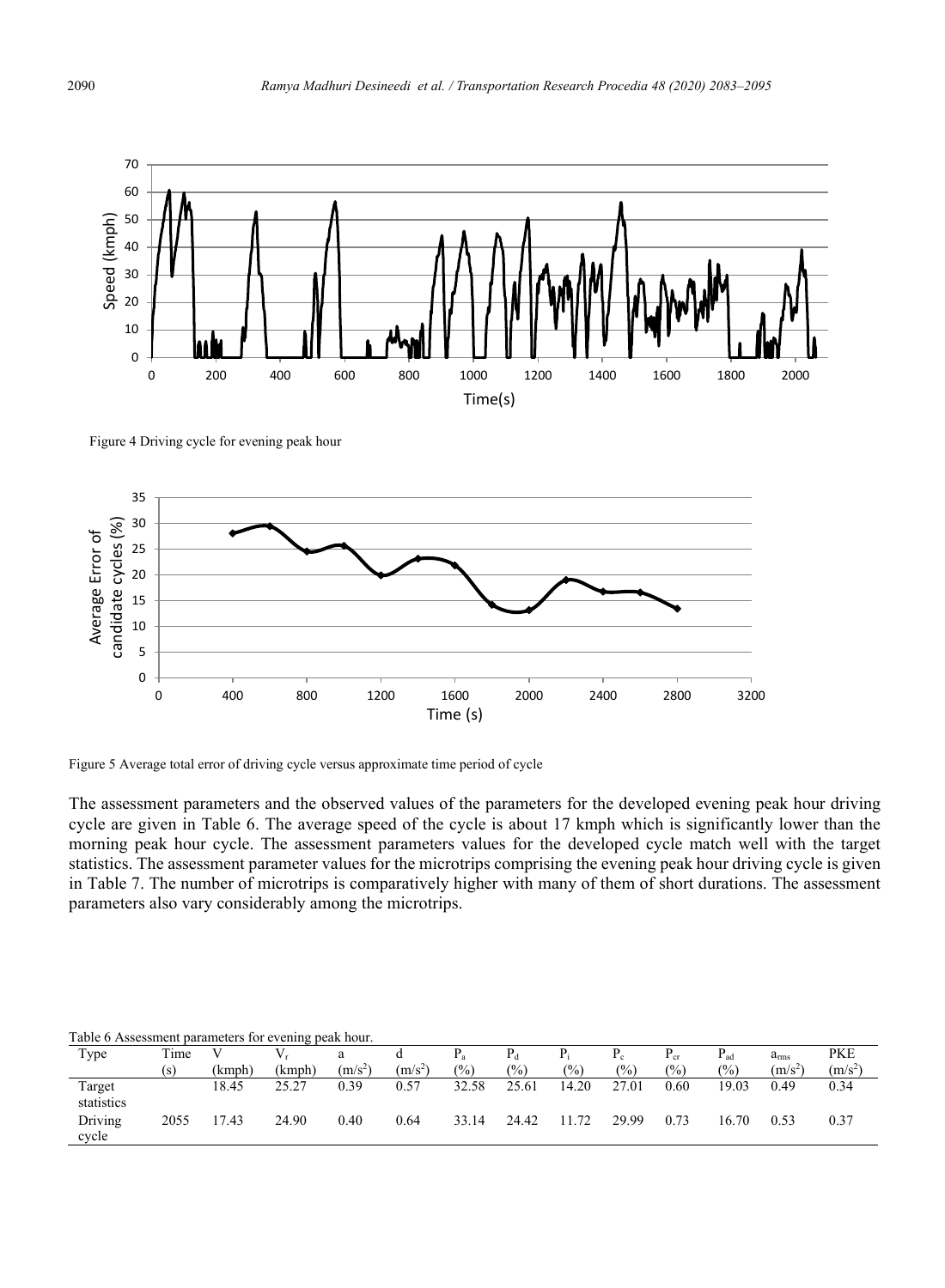Figure 4 Driving cycle for evening peak hour

Figure 5 Average total error of driving cycle versus approximate time period of cycle

The assessment parameters and the observed values of the parameters for the developed evening peak hour driving cycle are given in Table 6. The average speed of the cycle is about 17 kmph which is significantly lower than the morning peak hour cycle. The assessment parameters values for the developed cycle match well with the target statistics. The assessment parameter values for the microtrips comprising the evening peak hour driving cycle is given in Table 7. The number of microtrips is comparatively higher with many of them of short durations. The assessment parameters also vary considerably among the microtrips.

Table 6 Assessment parameters for evening peak hour.

| Type | Time (s) | V (kmph) | $V_r$ (kmph) | a ($m/s^2$) | d ($m/s^2$) | $P_a$ (%) | $P_d$ (%) | $P_i$ (%) | $P_c$ (%) | $P_{cr}$ (%) | $P_{ad}$ (%) | $a_{rms}$ ($m/s^2$) | PKE ($m/s^2$) |
|---|---|---|---|---|---|---|---|---|---|---|---|---|---|
| Target statistics | | 18.45 | 25.27 | 0.39 | 0.57 | 32.58 | 25.61 | 14.20 | 27.01 | 0.60 | 19.03 | 0.49 | 0.34 |
| Driving cycle | 2055 | 17.43 | 24.90 | 0.40 | 0.64 | 33.14 | 24.42 | 11.72 | 29.99 | 0.73 | 16.70 | 0.53 | 0.37 |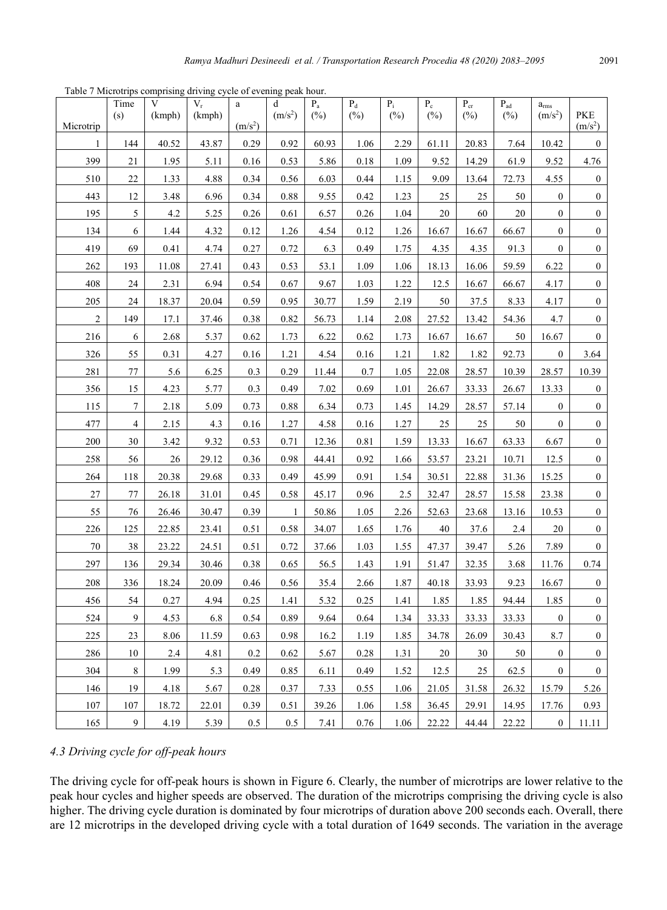Table 7 Microtrips comprising driving cycle of evening peak hour.

| Microtrip | Time (s) | V (kmph) | $V_r$ (kmph) | a ($m/s^2$) | d ($m/s^2$) | $P_a$ (%) | $P_d$ (%) | $P_i$ (%) | $P_c$ (%) | $P_{cr}$ (%) | $P_{ad}$ (%) | $a_{rms}$ ($m/s^2$) | PKE ($m/s^2$) |
|---|---|---|---|---|---|---|---|---|---|---|---|---|---|
| 1 | 144 | 40.52 | 43.87 | 0.29 | 0.92 | 60.93 | 1.06 | 2.29 | 61.11 | 20.83 | 7.64 | 10.42 | 0 |
| 399 | 21 | 1.95 | 5.11 | 0.16 | 0.53 | 5.86 | 0.18 | 1.09 | 9.52 | 14.29 | 61.9 | 9.52 | 4.76 |
| 510 | 22 | 1.33 | 4.88 | 0.34 | 0.56 | 6.03 | 0.44 | 1.15 | 9.09 | 13.64 | 72.73 | 4.55 | 0 |
| 443 | 12 | 3.48 | 6.96 | 0.34 | 0.88 | 9.55 | 0.42 | 1.23 | 25 | 25 | 50 | 0 | 0 |
| 195 | 5 | 4.2 | 5.25 | 0.26 | 0.61 | 6.57 | 0.26 | 1.04 | 20 | 60 | 20 | 0 | 0 |
| 134 | 6 | 1.44 | 4.32 | 0.12 | 1.26 | 4.54 | 0.12 | 1.26 | 16.67 | 16.67 | 66.67 | 0 | 0 |
| 419 | 69 | 0.41 | 4.74 | 0.27 | 0.72 | 6.3 | 0.49 | 1.75 | 4.35 | 4.35 | 91.3 | 0 | 0 |
| 262 | 193 | 11.08 | 27.41 | 0.43 | 0.53 | 53.1 | 1.09 | 1.06 | 18.13 | 16.06 | 59.59 | 6.22 | 0 |
| 408 | 24 | 2.31 | 6.94 | 0.54 | 0.67 | 9.67 | 1.03 | 1.22 | 12.5 | 16.67 | 66.67 | 4.17 | 0 |
| 205 | 24 | 18.37 | 20.04 | 0.59 | 0.95 | 30.77 | 1.59 | 2.19 | 50 | 37.5 | 8.33 | 4.17 | 0 |
| 2 | 149 | 17.1 | 37.46 | 0.38 | 0.82 | 56.73 | 1.14 | 2.08 | 27.52 | 13.42 | 54.36 | 4.7 | 0 |
| 216 | 6 | 2.68 | 5.37 | 0.62 | 1.73 | 6.22 | 0.62 | 1.73 | 16.67 | 16.67 | 50 | 16.67 | 0 |
| 326 | 55 | 0.31 | 4.27 | 0.16 | 1.21 | 4.54 | 0.16 | 1.21 | 1.82 | 1.82 | 92.73 | 0 | 3.64 |
| 281 | 77 | 5.6 | 6.25 | 0.3 | 0.29 | 11.44 | 0.7 | 1.05 | 22.08 | 28.57 | 10.39 | 28.57 | 10.39 |
| 356 | 15 | 4.23 | 5.77 | 0.3 | 0.49 | 7.02 | 0.69 | 1.01 | 26.67 | 33.33 | 26.67 | 13.33 | 0 |
| 115 | 7 | 2.18 | 5.09 | 0.73 | 0.88 | 6.34 | 0.73 | 1.45 | 14.29 | 28.57 | 57.14 | 0 | 0 |
| 477 | 4 | 2.15 | 4.3 | 0.16 | 1.27 | 4.58 | 0.16 | 1.27 | 25 | 25 | 50 | 0 | 0 |
| 200 | 30 | 3.42 | 9.32 | 0.53 | 0.71 | 12.36 | 0.81 | 1.59 | 13.33 | 16.67 | 63.33 | 6.67 | 0 |
| 258 | 56 | 26 | 29.12 | 0.36 | 0.98 | 44.41 | 0.92 | 1.66 | 53.57 | 23.21 | 10.71 | 12.5 | 0 |
| 264 | 118 | 20.38 | 29.68 | 0.33 | 0.49 | 45.99 | 0.91 | 1.54 | 30.51 | 22.88 | 31.36 | 15.25 | 0 |
| 27 | 77 | 26.18 | 31.01 | 0.45 | 0.58 | 45.17 | 0.96 | 2.5 | 32.47 | 28.57 | 15.58 | 23.38 | 0 |
| 55 | 76 | 26.46 | 30.47 | 0.39 | 1 | 50.86 | 1.05 | 2.26 | 52.63 | 23.68 | 13.16 | 10.53 | 0 |
| 226 | 125 | 22.85 | 23.41 | 0.51 | 0.58 | 34.07 | 1.65 | 1.76 | 40 | 37.6 | 2.4 | 20 | 0 |
| 70 | 38 | 23.22 | 24.51 | 0.51 | 0.72 | 37.66 | 1.03 | 1.55 | 47.37 | 39.47 | 5.26 | 7.89 | 0 |
| 297 | 136 | 29.34 | 30.46 | 0.38 | 0.65 | 56.5 | 1.43 | 1.91 | 51.47 | 32.35 | 3.68 | 11.76 | 0.74 |
| 208 | 336 | 18.24 | 20.09 | 0.46 | 0.56 | 35.4 | 2.66 | 1.87 | 40.18 | 33.93 | 9.23 | 16.67 | 0 |
| 456 | 54 | 0.27 | 4.94 | 0.25 | 1.41 | 5.32 | 0.25 | 1.41 | 1.85 | 1.85 | 94.44 | 1.85 | 0 |
| 524 | 9 | 4.53 | 6.8 | 0.54 | 0.89 | 9.64 | 0.64 | 1.34 | 33.33 | 33.33 | 33.33 | 0 | 0 |
| 225 | 23 | 8.06 | 11.59 | 0.63 | 0.98 | 16.2 | 1.19 | 1.85 | 34.78 | 26.09 | 30.43 | 8.7 | 0 |
| 286 | 10 | 2.4 | 4.81 | 0.2 | 0.62 | 5.67 | 0.28 | 1.31 | 20 | 30 | 50 | 0 | 0 |
| 304 | 8 | 1.99 | 5.3 | 0.49 | 0.85 | 6.11 | 0.49 | 1.52 | 12.5 | 25 | 62.5 | 0 | 0 |
| 146 | 19 | 4.18 | 5.67 | 0.28 | 0.37 | 7.33 | 0.55 | 1.06 | 21.05 | 31.58 | 26.32 | 15.79 | 5.26 |
| 107 | 107 | 18.72 | 22.01 | 0.39 | 0.51 | 39.26 | 1.06 | 1.58 | 36.45 | 29.91 | 14.95 | 17.76 | 0.93 |
| 165 | 9 | 4.19 | 5.39 | 0.5 | 0.5 | 7.41 | 0.76 | 1.06 | 22.22 | 44.44 | 22.22 | 0 | 11.11 |

### *4.3 Driving cycle for off-peak hours*

The driving cycle for off-peak hours is shown in Figure 6. Clearly, the number of microtrips are lower relative to the peak hour cycles and higher speeds are observed. The duration of the microtrips comprising the driving cycle is also higher. The driving cycle duration is dominated by four microtrips of duration above 200 seconds each. Overall, there are 12 microtrips in the developed driving cycle with a total duration of 1649 seconds. The variation in the average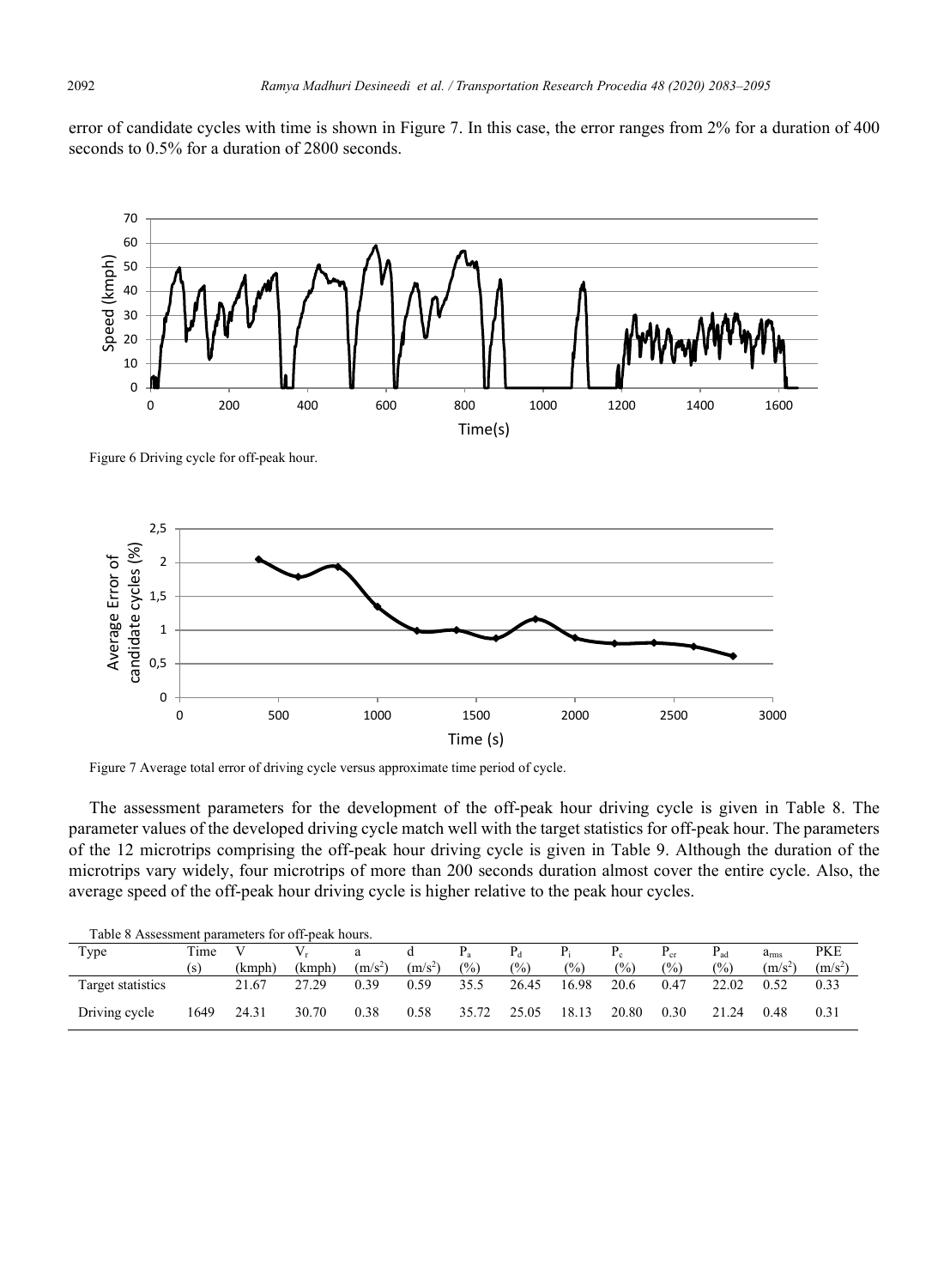error of candidate cycles with time is shown in Figure 7. In this case, the error ranges from 2% for a duration of 400 seconds to 0.5% for a duration of 2800 seconds.

Figure 6 Driving cycle for off-peak hour.

Figure 7 Average total error of driving cycle versus approximate time period of cycle.

The assessment parameters for the development of the off-peak hour driving cycle is given in Table 8. The parameter values of the developed driving cycle match well with the target statistics for off-peak hour. The parameters of the 12 microtrips comprising the off-peak hour driving cycle is given in Table 9. Although the duration of the microtrips vary widely, four microtrips of more than 200 seconds duration almost cover the entire cycle. Also, the average speed of the off-peak hour driving cycle is higher relative to the peak hour cycles.

Table 8 Assessment parameters for off-peak hours.

| Type | Time (s) | V (kmph) | $V_r$ (kmph) | a ($m/s^2$) | d ($m/s^2$) | $P_a$ (%) | $P_d$ (%) | $P_i$ (%) | $P_c$ (%) | $P_{cr}$ (%) | $P_{ad}$ (%) | $a_{rms}$ ($m/s^2$) | PKE ($m/s^2$) |
|---|---|---|---|---|---|---|---|---|---|---|---|---|---|
| Target statistics | | 21.67 | 27.29 | 0.39 | 0.59 | 35.5 | 26.45 | 16.98 | 20.6 | 0.47 | 22.02 | 0.52 | 0.33 |
| Driving cycle | 1649 | 24.31 | 30.70 | 0.38 | 0.58 | 35.72 | 25.05 | 18.13 | 20.80 | 0.30 | 21.24 | 0.48 | 0.31 |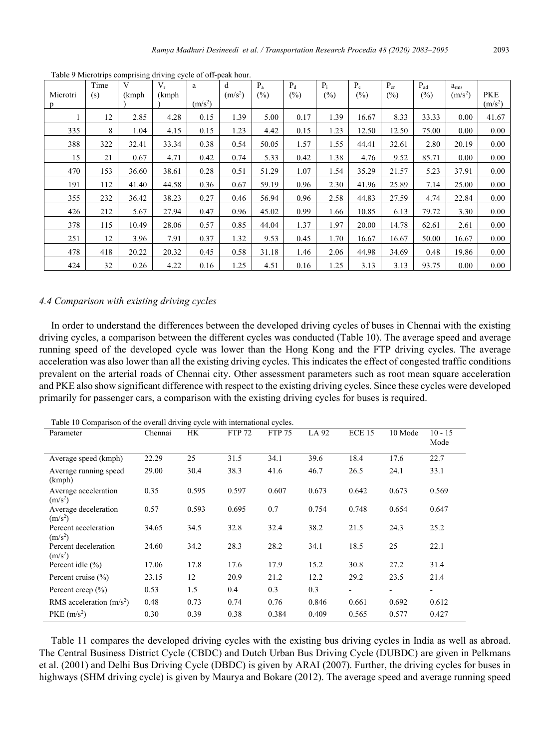Table 9 Microtrips comprising driving cycle of off-peak hour.

| Microtrip | Time (s) | V (kmph) | $V_r$ (kmph) | a ($m/s^2$) | d ($m/s^2$) | $P_a$ (%) | $P_d$ (%) | $P_i$ (%) | $P_c$ (%) | $P_{cr}$ (%) | $P_{ad}$ (%) | $a_{rms}$ ($m/s^2$) | PKE ($m/s^2$) |
|---|---|---|---|---|---|---|---|---|---|---|---|---|---|
| 1 | 12 | 2.85 | 4.28 | 0.15 | 1.39 | 5.00 | 0.17 | 1.39 | 16.67 | 8.33 | 33.33 | 0.00 | 41.67 |
| 335 | 8 | 1.04 | 4.15 | 0.15 | 1.23 | 4.42 | 0.15 | 1.23 | 12.50 | 12.50 | 75.00 | 0.00 | 0.00 |
| 388 | 322 | 32.41 | 33.34 | 0.38 | 0.54 | 50.05 | 1.57 | 1.55 | 44.41 | 32.61 | 2.80 | 20.19 | 0.00 |
| 15 | 21 | 0.67 | 4.71 | 0.42 | 0.74 | 5.33 | 0.42 | 1.38 | 4.76 | 9.52 | 85.71 | 0.00 | 0.00 |
| 470 | 153 | 36.60 | 38.61 | 0.28 | 0.51 | 51.29 | 1.07 | 1.54 | 35.29 | 21.57 | 5.23 | 37.91 | 0.00 |
| 191 | 112 | 41.40 | 44.58 | 0.36 | 0.67 | 59.19 | 0.96 | 2.30 | 41.96 | 25.89 | 7.14 | 25.00 | 0.00 |
| 355 | 232 | 36.42 | 38.23 | 0.27 | 0.46 | 56.94 | 0.96 | 2.58 | 44.83 | 27.59 | 4.74 | 22.84 | 0.00 |
| 426 | 212 | 5.67 | 27.94 | 0.47 | 0.96 | 45.02 | 0.99 | 1.66 | 10.85 | 6.13 | 79.72 | 3.30 | 0.00 |
| 378 | 115 | 10.49 | 28.06 | 0.57 | 0.85 | 44.04 | 1.37 | 1.97 | 20.00 | 14.78 | 62.61 | 2.61 | 0.00 |
| 251 | 12 | 3.96 | 7.91 | 0.37 | 1.32 | 9.53 | 0.45 | 1.70 | 16.67 | 16.67 | 50.00 | 16.67 | 0.00 |
| 478 | 418 | 20.22 | 20.32 | 0.45 | 0.58 | 31.18 | 1.46 | 2.06 | 44.98 | 34.69 | 0.48 | 19.86 | 0.00 |
| 424 | 32 | 0.26 | 4.22 | 0.16 | 1.25 | 4.51 | 0.16 | 1.25 | 3.13 | 3.13 | 93.75 | 0.00 | 0.00 |

### *4.4 Comparison with existing driving cycles*

In order to understand the differences between the developed driving cycles of buses in Chennai with the existing driving cycles, a comparison between the different cycles was conducted (Table 10). The average speed and average running speed of the developed cycle was lower than the Hong Kong and the FTP driving cycles. The average acceleration was also lower than all the existing driving cycles. This indicates the effect of congested traffic conditions prevalent on the arterial roads of Chennai city. Other assessment parameters such as root mean square acceleration and PKE also show significant difference with respect to the existing driving cycles. Since these cycles were developed primarily for passenger cars, a comparison with the existing driving cycles for buses is required.

Table 10 Comparison of the overall driving cycle with international cycles.

| Parameter | Chennai | HK | FTP 72 | FTP 75 | LA 92 | ECE 15 | 10 Mode | 10 - 15 Mode |
|---|---|---|---|---|---|---|---|---|
| Average speed (kmph) | 22.29 | 25 | 31.5 | 34.1 | 39.6 | 18.4 | 17.6 | 22.7 |
| Average running speed (kmph) | 29.00 | 30.4 | 38.3 | 41.6 | 46.7 | 26.5 | 24.1 | 33.1 |
| Average acceleration ($m/s^2$) | 0.35 | 0.595 | 0.597 | 0.607 | 0.673 | 0.642 | 0.673 | 0.569 |
| Average deceleration ($m/s^2$) | 0.57 | 0.593 | 0.695 | 0.7 | 0.754 | 0.748 | 0.654 | 0.647 |
| Percent acceleration ($m/s^2$) | 34.65 | 34.5 | 32.8 | 32.4 | 38.2 | 21.5 | 24.3 | 25.2 |
| Percent deceleration ($m/s^2$) | 24.60 | 34.2 | 28.3 | 28.2 | 34.1 | 18.5 | 25 | 22.1 |
| Percent idle (%) | 17.06 | 17.8 | 17.6 | 17.9 | 15.2 | 30.8 | 27.2 | 31.4 |
| Percent cruise (%) | 23.15 | 12 | 20.9 | 21.2 | 12.2 | 29.2 | 23.5 | 21.4 |
| Percent creep (%) | 0.53 | 1.5 | 0.4 | 0.3 | 0.3 | - | - | - |
| RMS acceleration ($m/s^2$) | 0.48 | 0.73 | 0.74 | 0.76 | 0.846 | 0.661 | 0.692 | 0.612 |
| PKE ($m/s^2$) | 0.30 | 0.39 | 0.38 | 0.384 | 0.409 | 0.565 | 0.577 | 0.427 |

Table 11 compares the developed driving cycles with the existing bus driving cycles in India as well as abroad. The Central Business District Cycle (CBDC) and Dutch Urban Bus Driving Cycle (DUBDC) are given in Pelkmans et al. (2001) and Delhi Bus Driving Cycle (DBDC) is given by ARAI (2007). Further, the driving cycles for buses in highways (SHM driving cycle) is given by Maurya and Bokare (2012). The average speed and average running speed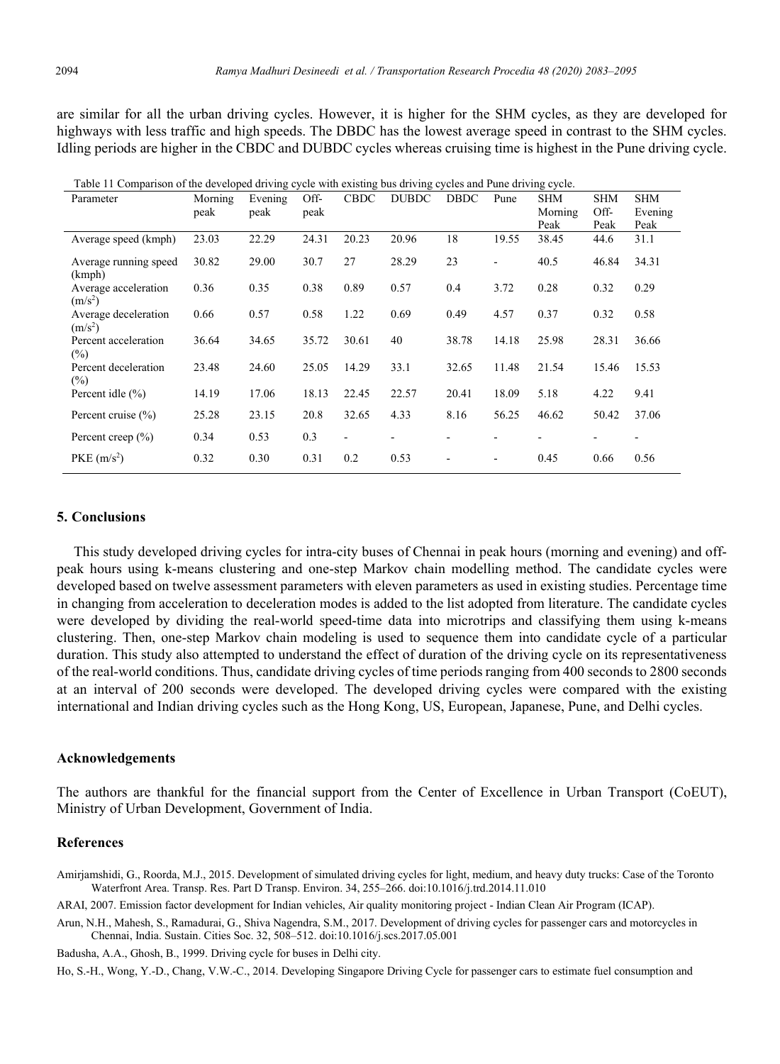are similar for all the urban driving cycles. However, it is higher for the SHM cycles, as they are developed for highways with less traffic and high speeds. The DBDC has the lowest average speed in contrast to the SHM cycles. Idling periods are higher in the CBDC and DUBDC cycles whereas cruising time is highest in the Pune driving cycle.

Table 11 Comparison of the developed driving cycle with existing bus driving cycles and Pune driving cycle.

| Parameter | Morning peak | Evening peak | Off-peak | CBDC | DUBDC | DBDC | Pune | SHM Morning Peak | SHM Off-Peak | SHM Evening Peak |
|---|---|---|---|---|---|---|---|---|---|---|
| Average speed (kmph) | 23.03 | 22.29 | 24.31 | 20.23 | 20.96 | 18 | 19.55 | 38.45 | 44.6 | 31.1 |
| Average running speed (kmph) | 30.82 | 29.00 | 30.7 | 27 | 28.29 | 23 | - | 40.5 | 46.84 | 34.31 |
| Average acceleration ($m/s^2$) | 0.36 | 0.35 | 0.38 | 0.89 | 0.57 | 0.4 | 3.72 | 0.28 | 0.32 | 0.29 |
| Average deceleration ($m/s^2$) | 0.66 | 0.57 | 0.58 | 1.22 | 0.69 | 0.49 | 4.57 | 0.37 | 0.32 | 0.58 |
| Percent acceleration (%) | 36.64 | 34.65 | 35.72 | 30.61 | 40 | 38.78 | 14.18 | 25.98 | 28.31 | 36.66 |
| Percent deceleration (%) | 23.48 | 24.60 | 25.05 | 14.29 | 33.1 | 32.65 | 11.48 | 21.54 | 15.46 | 15.53 |
| Percent idle (%) | 14.19 | 17.06 | 18.13 | 22.45 | 22.57 | 20.41 | 18.09 | 5.18 | 4.22 | 9.41 |
| Percent cruise (%) | 25.28 | 23.15 | 20.8 | 32.65 | 4.33 | 8.16 | 56.25 | 46.62 | 50.42 | 37.06 |
| Percent creep (%) | 0.34 | 0.53 | 0.3 | - | - | - | - | - | - | - |
| PKE ($m/s^2$) | 0.32 | 0.30 | 0.31 | 0.2 | 0.53 | - | - | 0.45 | 0.66 | 0.56 |

## 5. Conclusions

This study developed driving cycles for intra-city buses of Chennai in peak hours (morning and evening) and off-peak hours using k-means clustering and one-step Markov chain modelling method. The candidate cycles were developed based on twelve assessment parameters with eleven parameters as used in existing studies. Percentage time in changing from acceleration to deceleration modes is added to the list adopted from literature. The candidate cycles were developed by dividing the real-world speed-time data into microtrips and classifying them using k-means clustering. Then, one-step Markov chain modeling is used to sequence them into candidate cycle of a particular duration. This study also attempted to understand the effect of duration of the driving cycle on its representativeness of the real-world conditions. Thus, candidate driving cycles of time periods ranging from 400 seconds to 2800 seconds at an interval of 200 seconds were developed. The developed driving cycles were compared with the existing international and Indian driving cycles such as the Hong Kong, US, European, Japanese, Pune, and Delhi cycles.

## Acknowledgements

The authors are thankful for the financial support from the Center of Excellence in Urban Transport (CoEUT), Ministry of Urban Development, Government of India.

## References

Amirjamshidi, G., Roorda, M.J., 2015. Development of simulated driving cycles for light, medium, and heavy duty trucks: Case of the Toronto Waterfront Area. Transp. Res. Part D Transp. Environ. 34, 255–266. doi:10.1016/j.trd.2014.11.010

ARAI, 2007. Emission factor development for Indian vehicles, Air quality monitoring project - Indian Clean Air Program (ICAP).

Arun, N.H., Mahesh, S., Ramadurai, G., Shiva Nagendra, S.M., 2017. Development of driving cycles for passenger cars and motorcycles in Chennai, India. Sustain. Cities Soc. 32, 508–512. doi:10.1016/j.scs.2017.05.001

Badusha, A.A., Ghosh, B., 1999. Driving cycle for buses in Delhi city.

Ho, S.-H., Wong, Y.-D., Chang, V.W.-C., 2014. Developing Singapore Driving Cycle for passenger cars to estimate fuel consumption and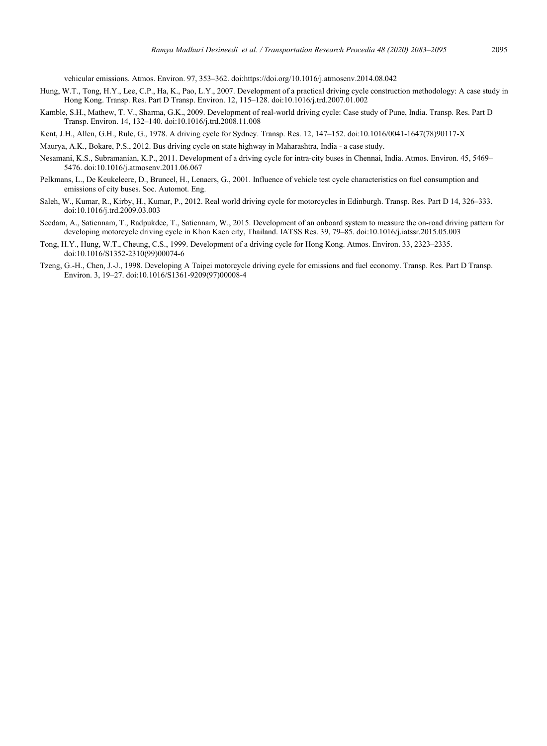vehicular emissions. Atmos. Environ. 97, 353–362. doi:https://doi.org/10.1016/j.atmosenv.2014.08.042

Hung, W.T., Tong, H.Y., Lee, C.P., Ha, K., Pao, L.Y., 2007. Development of a practical driving cycle construction methodology: A case study in Hong Kong. Transp. Res. Part D Transp. Environ. 12, 115–128. doi:10.1016/j.trd.2007.01.002

Kamble, S.H., Mathew, T. V., Sharma, G.K., 2009. Development of real-world driving cycle: Case study of Pune, India. Transp. Res. Part D Transp. Environ. 14, 132–140. doi:10.1016/j.trd.2008.11.008

Kent, J.H., Allen, G.H., Rule, G., 1978. A driving cycle for Sydney. Transp. Res. 12, 147–152. doi:10.1016/0041-1647(78)90117-X

Maurya, A.K., Bokare, P.S., 2012. Bus driving cycle on state highway in Maharashtra, India - a case study.

Nesamani, K.S., Subramanian, K.P., 2011. Development of a driving cycle for intra-city buses in Chennai, India. Atmos. Environ. 45, 5469–5476. doi:10.1016/j.atmosenv.2011.06.067

Pelkmans, L., De Keukeleere, D., Bruneel, H., Lenaers, G., 2001. Influence of vehicle test cycle characteristics on fuel consumption and emissions of city buses. Soc. Automot. Eng.

Saleh, W., Kumar, R., Kirby, H., Kumar, P., 2012. Real world driving cycle for motorcycles in Edinburgh. Transp. Res. Part D 14, 326–333. doi:10.1016/j.trd.2009.03.003

Seedam, A., Satiennam, T., Radpukdee, T., Satiennam, W., 2015. Development of an onboard system to measure the on-road driving pattern for developing motorcycle driving cycle in Khon Kaen city, Thailand. IATSS Res. 39, 79–85. doi:10.1016/j.iatssr.2015.05.003

Tong, H.Y., Hung, W.T., Cheung, C.S., 1999. Development of a driving cycle for Hong Kong. Atmos. Environ. 33, 2323–2335. doi:10.1016/S1352-2310(99)00074-6

Tzeng, G.-H., Chen, J.-J., 1998. Developing A Taipei motorcycle driving cycle for emissions and fuel economy. Transp. Res. Part D Transp. Environ. 3, 19–27. doi:10.1016/S1361-9209(97)00008-4